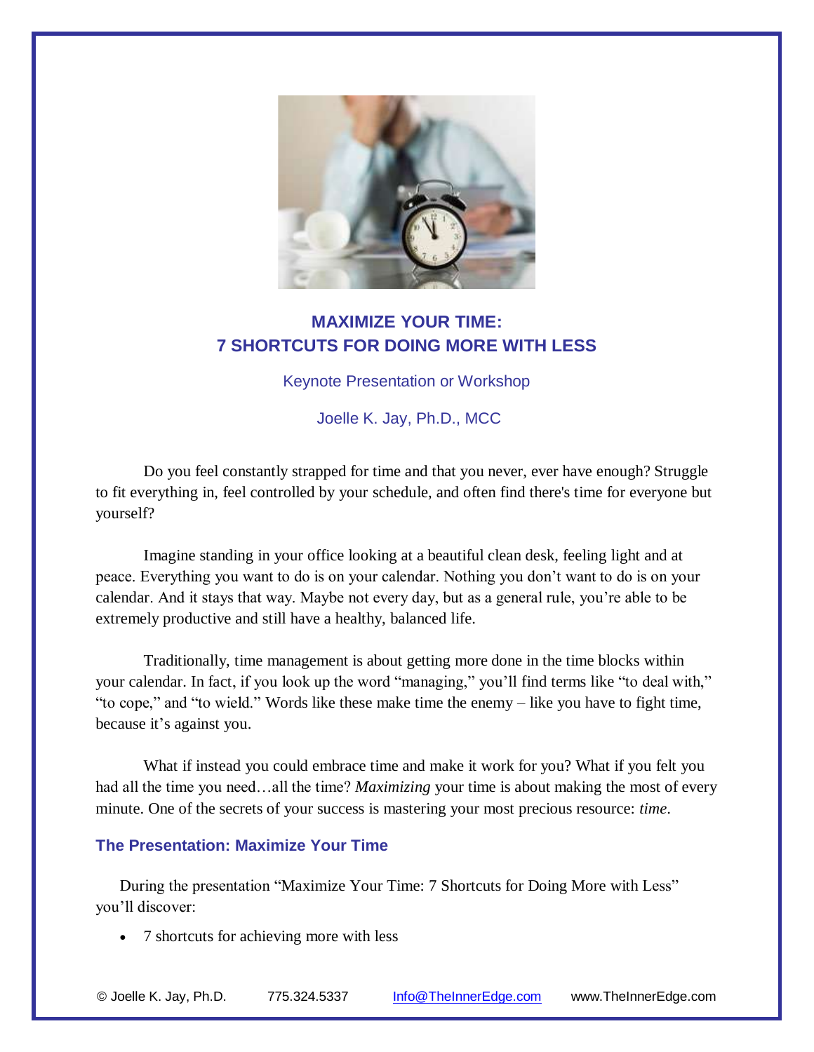# MAXIMIZE YOUR TIME:
# 7 SHORTCUTS FOR DOING MORE WITH LESS

Keynote Presentation or Workshop

Joelle K. Jay, Ph.D., MCC

Do you feel constantly strapped for time and that you never, ever have enough? Struggle to fit everything in, feel controlled by your schedule, and often find there's time for everyone but yourself?

Imagine standing in your office looking at a beautiful clean desk, feeling light and at peace. Everything you want to do is on your calendar. Nothing you don't want to do is on your calendar. And it stays that way. Maybe not every day, but as a general rule, you're able to be extremely productive and still have a healthy, balanced life.

Traditionally, time management is about getting more done in the time blocks within your calendar. In fact, if you look up the word "managing," you'll find terms like "to deal with," "to cope," and "to wield." Words like these make time the enemy – like you have to fight time, because it's against you.

What if instead you could embrace time and make it work for you? What if you felt you had all the time you need…all the time? *Maximizing* your time is about making the most of every minute. One of the secrets of your success is mastering your most precious resource: *time*.

## The Presentation: Maximize Your Time

During the presentation "Maximize Your Time: 7 Shortcuts for Doing More with Less" you'll discover:

- 7 shortcuts for achieving more with less

© Joelle K. Jay, Ph.D. 775.324.5337 Info@TheInnerEdge.com www.TheInnerEdge.com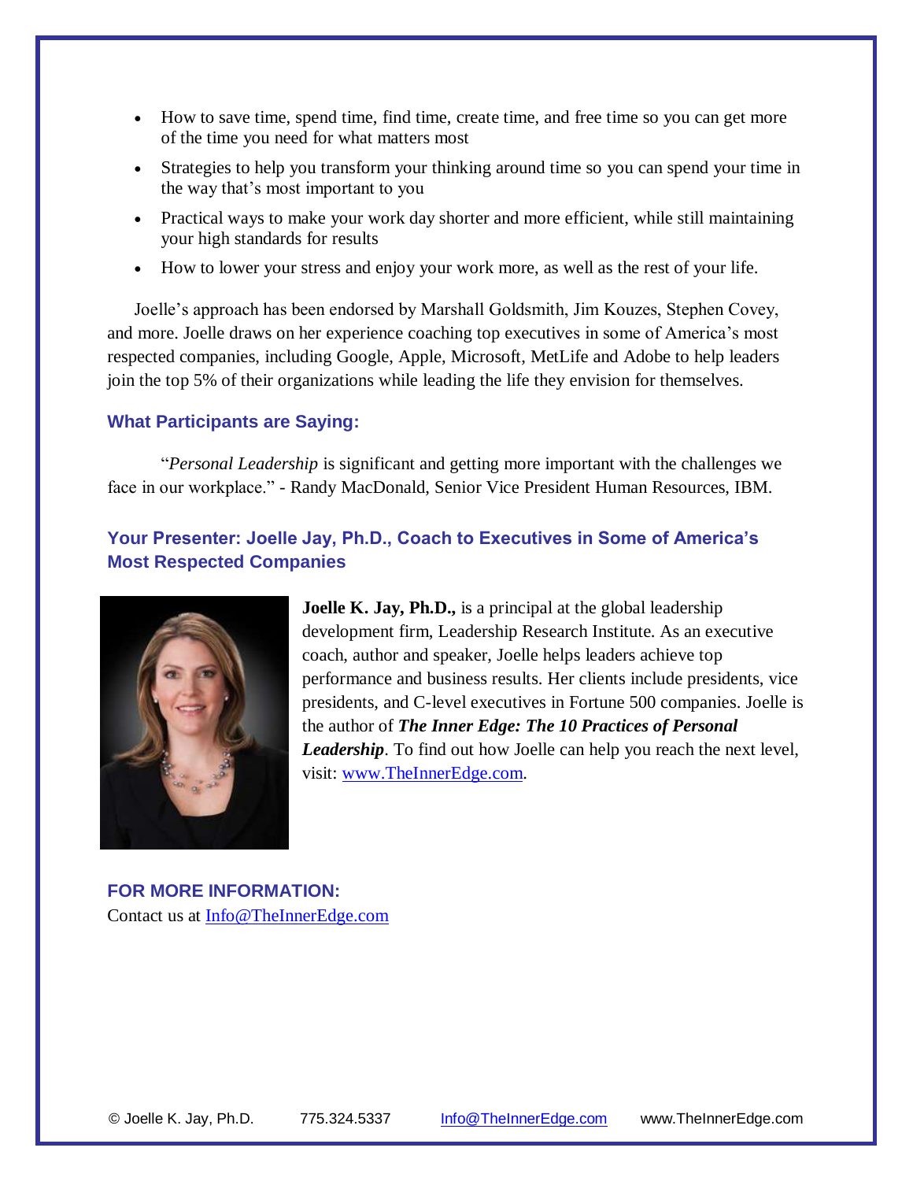- How to save time, spend time, find time, create time, and free time so you can get more of the time you need for what matters most
- Strategies to help you transform your thinking around time so you can spend your time in the way that's most important to you
- Practical ways to make your work day shorter and more efficient, while still maintaining your high standards for results
- How to lower your stress and enjoy your work more, as well as the rest of your life.

Joelle's approach has been endorsed by Marshall Goldsmith, Jim Kouzes, Stephen Covey, and more. Joelle draws on her experience coaching top executives in some of America's most respected companies, including Google, Apple, Microsoft, MetLife and Adobe to help leaders join the top 5% of their organizations while leading the life they envision for themselves.

### What Participants are Saying:

"*Personal Leadership* is significant and getting more important with the challenges we face in our workplace." - Randy MacDonald, Senior Vice President Human Resources, IBM.

### Your Presenter: Joelle Jay, Ph.D., Coach to Executives in Some of America's Most Respected Companies

**Joelle K. Jay, Ph.D.,** is a principal at the global leadership development firm, Leadership Research Institute. As an executive coach, author and speaker, Joelle helps leaders achieve top performance and business results. Her clients include presidents, vice presidents, and C-level executives in Fortune 500 companies. Joelle is the author of ***The Inner Edge: The 10 Practices of Personal Leadership***. To find out how Joelle can help you reach the next level, visit: www.TheInnerEdge.com.

### FOR MORE INFORMATION:

Contact us at Info@TheInnerEdge.com

© Joelle K. Jay, Ph.D. 775.324.5337 Info@TheInnerEdge.com www.TheInnerEdge.com